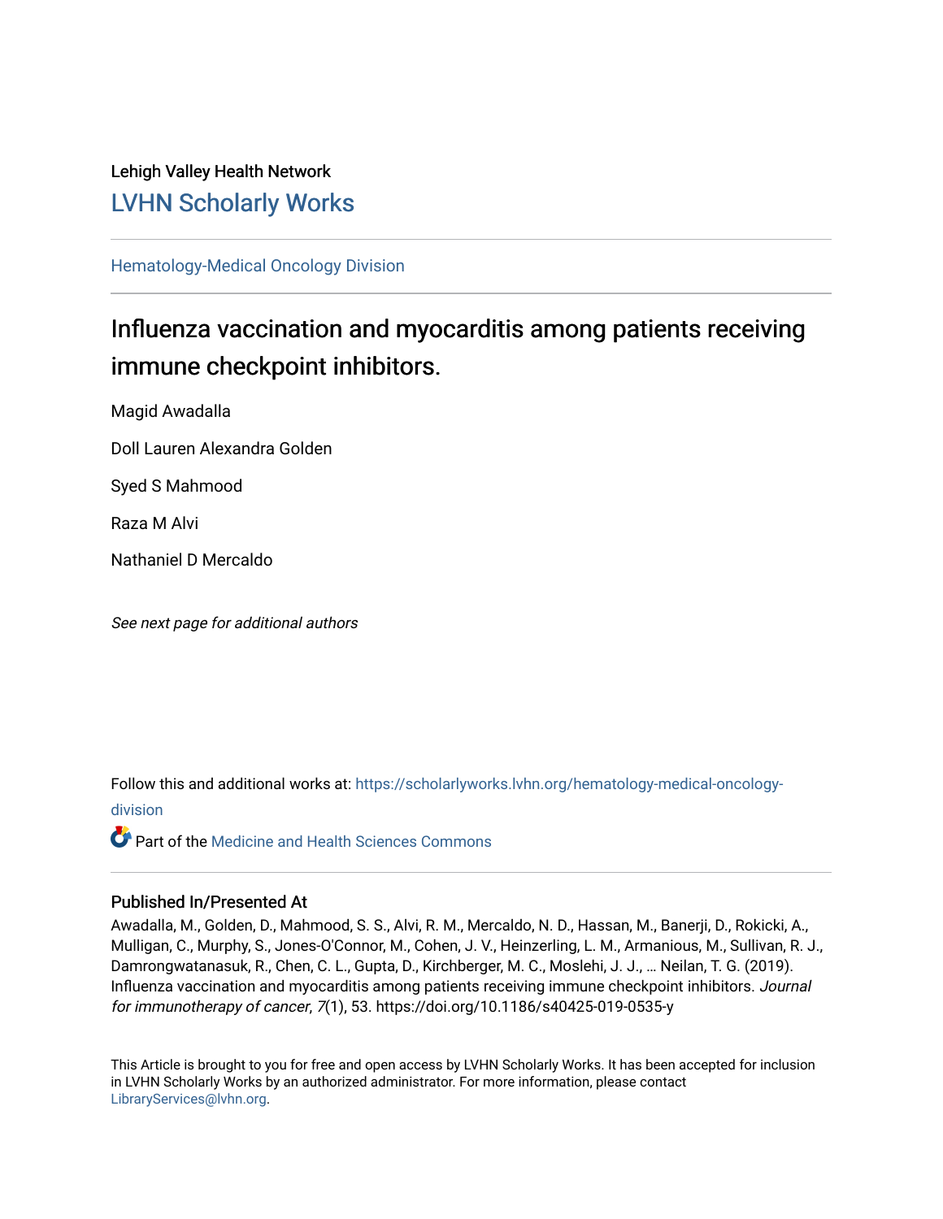Lehigh Valley Health Network

## LVHN Scholarly Works

Hematology-Medical Oncology Division

# Influenza vaccination and myocarditis among patients receiving immune checkpoint inhibitors.

Magid Awadalla

Doll Lauren Alexandra Golden

Syed S Mahmood

Raza M Alvi

Nathaniel D Mercaldo

*See next page for additional authors*

Follow this and additional works at: https://scholarlyworks.lvhn.org/hematology-medical-oncology-division

Part of the Medicine and Health Sciences Commons

### Published In/Presented At

Awadalla, M., Golden, D., Mahmood, S. S., Alvi, R. M., Mercaldo, N. D., Hassan, M., Banerji, D., Rokicki, A., Mulligan, C., Murphy, S., Jones-O'Connor, M., Cohen, J. V., Heinzerling, L. M., Armanious, M., Sullivan, R. J., Damrongwatanasuk, R., Chen, C. L., Gupta, D., Kirchberger, M. C., Moslehi, J. J., … Neilan, T. G. (2019). Influenza vaccination and myocarditis among patients receiving immune checkpoint inhibitors. *Journal for immunotherapy of cancer*, *7*(1), 53. https://doi.org/10.1186/s40425-019-0535-y

This Article is brought to you for free and open access by LVHN Scholarly Works. It has been accepted for inclusion in LVHN Scholarly Works by an authorized administrator. For more information, please contact LibraryServices@lvhn.org.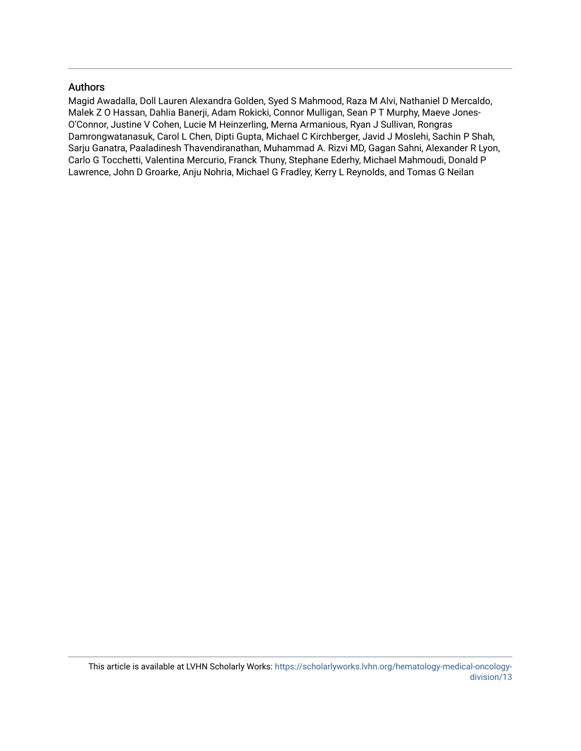## Authors

Magid Awadalla, Doll Lauren Alexandra Golden, Syed S Mahmood, Raza M Alvi, Nathaniel D Mercaldo, Malek Z O Hassan, Dahlia Banerji, Adam Rokicki, Connor Mulligan, Sean P T Murphy, Maeve Jones-O'Connor, Justine V Cohen, Lucie M Heinzerling, Merna Armanious, Ryan J Sullivan, Rongras Damrongwatanasuk, Carol L Chen, Dipti Gupta, Michael C Kirchberger, Javid J Moslehi, Sachin P Shah, Sarju Ganatra, Paaladinesh Thavendiranathan, Muhammad A. Rizvi MD, Gagan Sahni, Alexander R Lyon, Carlo G Tocchetti, Valentina Mercurio, Franck Thuny, Stephane Ederhy, Michael Mahmoudi, Donald P Lawrence, John D Groarke, Anju Nohria, Michael G Fradley, Kerry L Reynolds, and Tomas G Neilan

This article is available at LVHN Scholarly Works: https://scholarlyworks.lvhn.org/hematology-medical-oncology-division/13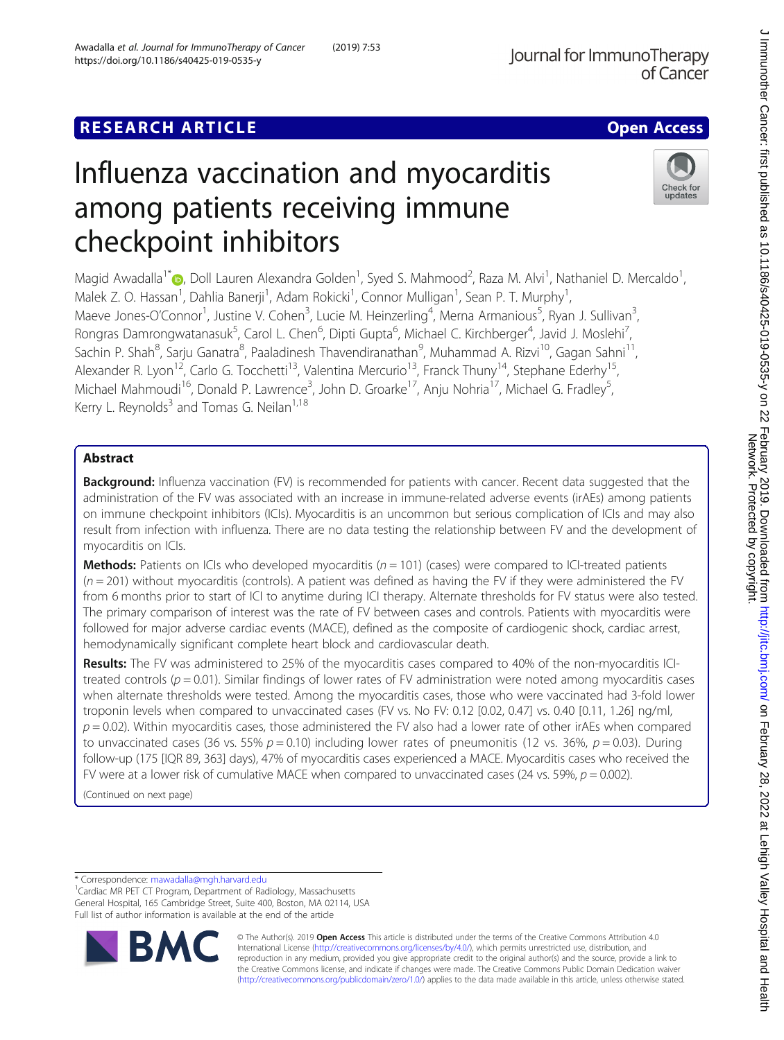# Influenza vaccination and myocarditis among patients receiving immune checkpoint inhibitors

Magid Awadalla[1*], Doll Lauren Alexandra Golden[1], Syed S. Mahmood[2], Raza M. Alvi[1], Nathaniel D. Mercaldo[1], Malek Z. O. Hassan[1], Dahlia Banerji[1], Adam Rokicki[1], Connor Mulligan[1], Sean P. T. Murphy[1], Maeve Jones-O'Connor[1], Justine V. Cohen[3], Lucie M. Heinzerling[4], Merna Armanious[5], Ryan J. Sullivan[3], Rongras Damrongwatanasuk[5], Carol L. Chen[6], Dipti Gupta[6], Michael C. Kirchberger[4], Javid J. Moslehi[7], Sachin P. Shah[8], Sarju Ganatra[8], Paaladinesh Thavendiranathan[9], Muhammad A. Rizvi[10], Gagan Sahni[11], Alexander R. Lyon[12], Carlo G. Tocchetti[13], Valentina Mercurio[13], Franck Thuny[14], Stephane Ederhy[15], Michael Mahmoudi[16], Donald P. Lawrence[3], John D. Groarke[17], Anju Nohria[17], Michael G. Fradley[5], Kerry L. Reynolds[3] and Tomas G. Neilan[1,18]

## Abstract

**Background:** Influenza vaccination (FV) is recommended for patients with cancer. Recent data suggested that the administration of the FV was associated with an increase in immune-related adverse events (irAEs) among patients on immune checkpoint inhibitors (ICIs). Myocarditis is an uncommon but serious complication of ICIs and may also result from infection with influenza. There are no data testing the relationship between FV and the development of myocarditis on ICIs.

**Methods:** Patients on ICIs who developed myocarditis ($n = 101$) (cases) were compared to ICI-treated patients ($n = 201$) without myocarditis (controls). A patient was defined as having the FV if they were administered the FV from 6 months prior to start of ICI to anytime during ICI therapy. Alternate thresholds for FV status were also tested. The primary comparison of interest was the rate of FV between cases and controls. Patients with myocarditis were followed for major adverse cardiac events (MACE), defined as the composite of cardiogenic shock, cardiac arrest, hemodynamically significant complete heart block and cardiovascular death.

**Results:** The FV was administered to 25% of the myocarditis cases compared to 40% of the non-myocarditis ICI-treated controls ($p = 0.01$). Similar findings of lower rates of FV administration were noted among myocarditis cases when alternate thresholds were tested. Among the myocarditis cases, those who were vaccinated had 3-fold lower troponin levels when compared to unvaccinated cases (FV vs. No FV: 0.12 [0.02, 0.47] vs. 0.40 [0.11, 1.26] ng/ml, $p = 0.02$). Within myocarditis cases, those administered the FV also had a lower rate of other irAEs when compared to unvaccinated cases (36 vs. 55% $p = 0.10$) including lower rates of pneumonitis (12 vs. 36%, $p = 0.03$). During follow-up (175 [IQR 89, 363] days), 47% of myocarditis cases experienced a MACE. Myocarditis cases who received the FV were at a lower risk of cumulative MACE when compared to unvaccinated cases (24 vs. 59%, $p = 0.002$).

(Continued on next page)

\* Correspondence: mawadalla@mgh.harvard.edu
[1]Cardiac MR PET CT Program, Department of Radiology, Massachusetts General Hospital, 165 Cambridge Street, Suite 400, Boston, MA 02114, USA
Full list of author information is available at the end of the article

© The Author(s). 2019 **Open Access** This article is distributed under the terms of the Creative Commons Attribution 4.0 International License (http://creativecommons.org/licenses/by/4.0/), which permits unrestricted use, distribution, and reproduction in any medium, provided you give appropriate credit to the original author(s) and the source, provide a link to the Creative Commons license, and indicate if changes were made. The Creative Commons Public Domain Dedication waiver (http://creativecommons.org/publicdomain/zero/1.0/) applies to the data made available in this article, unless otherwise stated.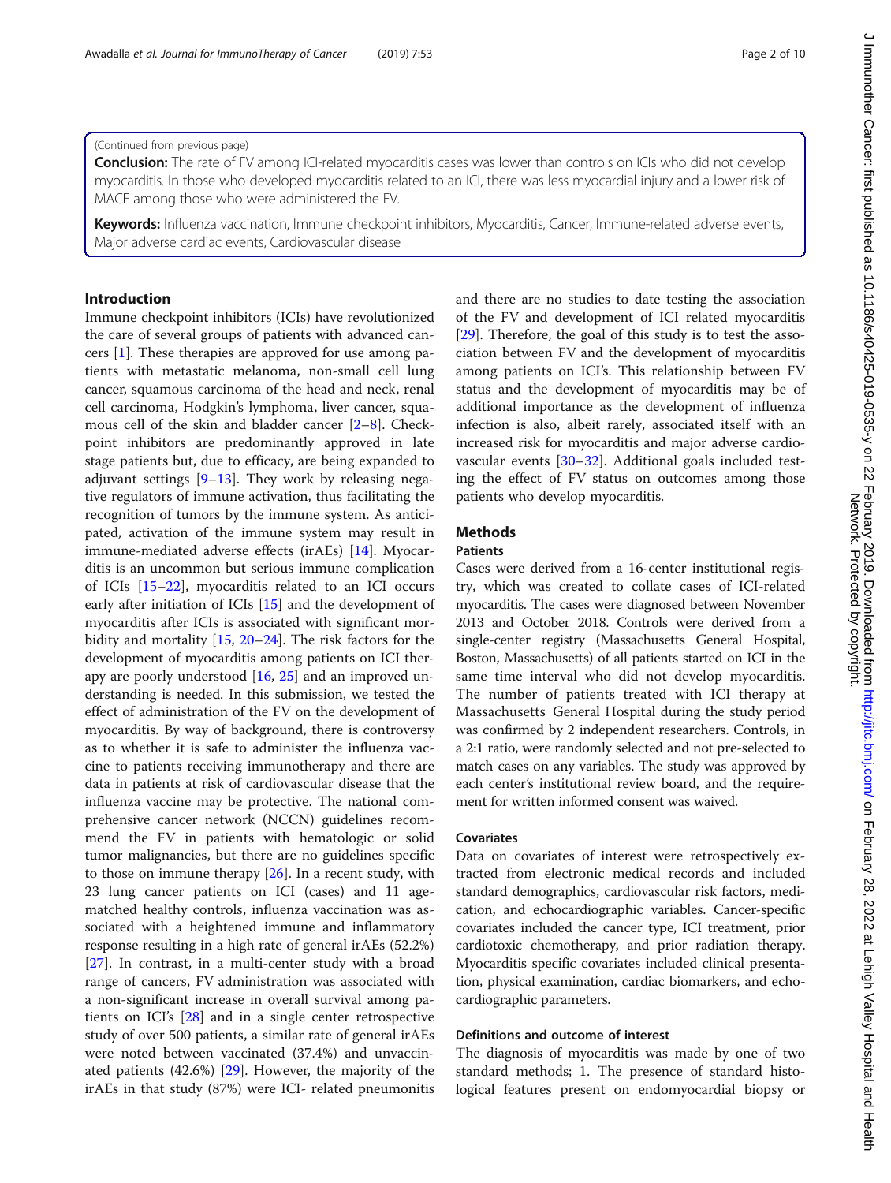(Continued from previous page)

**Conclusion:** The rate of FV among ICI-related myocarditis cases was lower than controls on ICIs who did not develop myocarditis. In those who developed myocarditis related to an ICI, there was less myocardial injury and a lower risk of MACE among those who were administered the FV.

**Keywords:** Influenza vaccination, Immune checkpoint inhibitors, Myocarditis, Cancer, Immune-related adverse events, Major adverse cardiac events, Cardiovascular disease

## Introduction

Immune checkpoint inhibitors (ICIs) have revolutionized the care of several groups of patients with advanced cancers [1]. These therapies are approved for use among patients with metastatic melanoma, non-small cell lung cancer, squamous carcinoma of the head and neck, renal cell carcinoma, Hodgkin's lymphoma, liver cancer, squamous cell of the skin and bladder cancer [2–8]. Checkpoint inhibitors are predominantly approved in late stage patients but, due to efficacy, are being expanded to adjuvant settings [9–13]. They work by releasing negative regulators of immune activation, thus facilitating the recognition of tumors by the immune system. As anticipated, activation of the immune system may result in immune-mediated adverse effects (irAEs) [14]. Myocarditis is an uncommon but serious immune complication of ICIs [15–22], myocarditis related to an ICI occurs early after initiation of ICIs [15] and the development of myocarditis after ICIs is associated with significant morbidity and mortality [15, 20–24]. The risk factors for the development of myocarditis among patients on ICI therapy are poorly understood [16, 25] and an improved understanding is needed. In this submission, we tested the effect of administration of the FV on the development of myocarditis. By way of background, there is controversy as to whether it is safe to administer the influenza vaccine to patients receiving immunotherapy and there are data in patients at risk of cardiovascular disease that the influenza vaccine may be protective. The national comprehensive cancer network (NCCN) guidelines recommend the FV in patients with hematologic or solid tumor malignancies, but there are no guidelines specific to those on immune therapy [26]. In a recent study, with 23 lung cancer patients on ICI (cases) and 11 age-matched healthy controls, influenza vaccination was associated with a heightened immune and inflammatory response resulting in a high rate of general irAEs (52.2%) [27]. In contrast, in a multi-center study with a broad range of cancers, FV administration was associated with a non-significant increase in overall survival among patients on ICI's [28] and in a single center retrospective study of over 500 patients, a similar rate of general irAEs were noted between vaccinated (37.4%) and unvaccinated patients (42.6%) [29]. However, the majority of the irAEs in that study (87%) were ICI- related pneumonitis and there are no studies to date testing the association of the FV and development of ICI related myocarditis [29]. Therefore, the goal of this study is to test the association between FV and the development of myocarditis among patients on ICI's. This relationship between FV status and the development of myocarditis may be of additional importance as the development of influenza infection is also, albeit rarely, associated itself with an increased risk for myocarditis and major adverse cardiovascular events [30–32]. Additional goals included testing the effect of FV status on outcomes among those patients who develop myocarditis.

## Methods

### Patients

Cases were derived from a 16-center institutional registry, which was created to collate cases of ICI-related myocarditis. The cases were diagnosed between November 2013 and October 2018. Controls were derived from a single-center registry (Massachusetts General Hospital, Boston, Massachusetts) of all patients started on ICI in the same time interval who did not develop myocarditis. The number of patients treated with ICI therapy at Massachusetts General Hospital during the study period was confirmed by 2 independent researchers. Controls, in a 2:1 ratio, were randomly selected and not pre-selected to match cases on any variables. The study was approved by each center's institutional review board, and the requirement for written informed consent was waived.

### Covariates

Data on covariates of interest were retrospectively extracted from electronic medical records and included standard demographics, cardiovascular risk factors, medication, and echocardiographic variables. Cancer-specific covariates included the cancer type, ICI treatment, prior cardiotoxic chemotherapy, and prior radiation therapy. Myocarditis specific covariates included clinical presentation, physical examination, cardiac biomarkers, and echocardiographic parameters.

### Definitions and outcome of interest

The diagnosis of myocarditis was made by one of two standard methods; 1. The presence of standard histological features present on endomyocardial biopsy or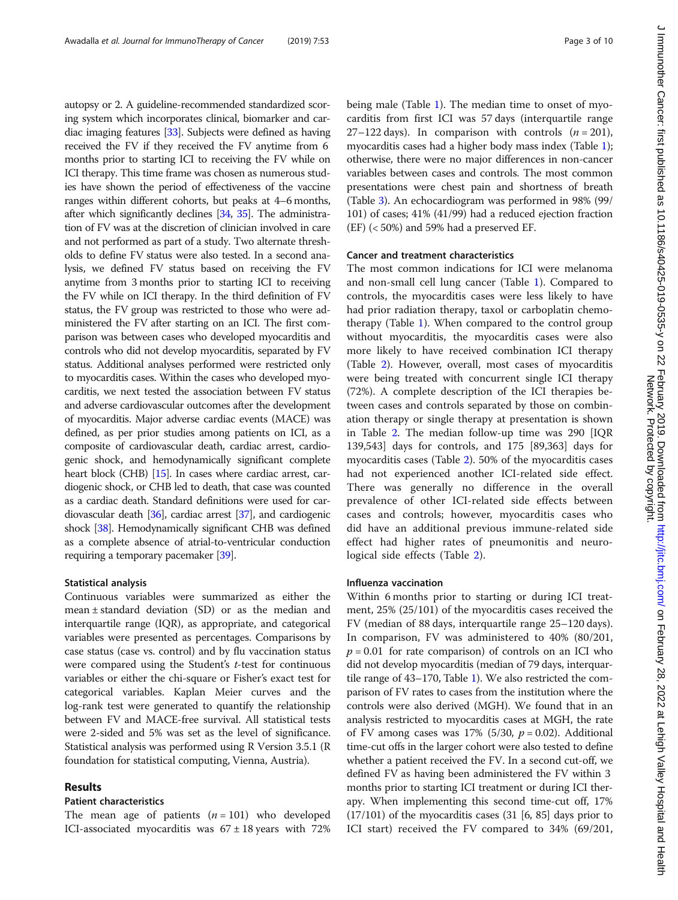autopsy or 2. A guideline-recommended standardized scoring system which incorporates clinical, biomarker and cardiac imaging features [33]. Subjects were defined as having received the FV if they received the FV anytime from 6 months prior to starting ICI to receiving the FV while on ICI therapy. This time frame was chosen as numerous studies have shown the period of effectiveness of the vaccine ranges within different cohorts, but peaks at 4–6 months, after which significantly declines [34, 35]. The administration of FV was at the discretion of clinician involved in care and not performed as part of a study. Two alternate thresholds to define FV status were also tested. In a second analysis, we defined FV status based on receiving the FV anytime from 3 months prior to starting ICI to receiving the FV while on ICI therapy. In the third definition of FV status, the FV group was restricted to those who were administered the FV after starting on an ICI. The first comparison was between cases who developed myocarditis and controls who did not develop myocarditis, separated by FV status. Additional analyses performed were restricted only to myocarditis cases. Within the cases who developed myocarditis, we next tested the association between FV status and adverse cardiovascular outcomes after the development of myocarditis. Major adverse cardiac events (MACE) was defined, as per prior studies among patients on ICI, as a composite of cardiovascular death, cardiac arrest, cardiogenic shock, and hemodynamically significant complete heart block (CHB) [15]. In cases where cardiac arrest, cardiogenic shock, or CHB led to death, that case was counted as a cardiac death. Standard definitions were used for cardiovascular death [36], cardiac arrest [37], and cardiogenic shock [38]. Hemodynamically significant CHB was defined as a complete absence of atrial-to-ventricular conduction requiring a temporary pacemaker [39].

### Statistical analysis

Continuous variables were summarized as either the mean ± standard deviation (SD) or as the median and interquartile range (IQR), as appropriate, and categorical variables were presented as percentages. Comparisons by case status (case vs. control) and by flu vaccination status were compared using the Student's *t*-test for continuous variables or either the chi-square or Fisher's exact test for categorical variables. Kaplan Meier curves and the log-rank test were generated to quantify the relationship between FV and MACE-free survival. All statistical tests were 2-sided and 5% was set as the level of significance. Statistical analysis was performed using R Version 3.5.1 (R foundation for statistical computing, Vienna, Austria).

## Results

### Patient characteristics

The mean age of patients ($n = 101$) who developed ICI-associated myocarditis was $67 \pm 18$ years with 72% being male (Table 1). The median time to onset of myocarditis from first ICI was 57 days (interquartile range 27–122 days). In comparison with controls ($n = 201$), myocarditis cases had a higher body mass index (Table 1); otherwise, there were no major differences in non-cancer variables between cases and controls. The most common presentations were chest pain and shortness of breath (Table 3). An echocardiogram was performed in 98% (99/101) of cases; 41% (41/99) had a reduced ejection fraction (EF) (< 50%) and 59% had a preserved EF.

### Cancer and treatment characteristics

The most common indications for ICI were melanoma and non-small cell lung cancer (Table 1). Compared to controls, the myocarditis cases were less likely to have had prior radiation therapy, taxol or carboplatin chemotherapy (Table 1). When compared to the control group without myocarditis, the myocarditis cases were also more likely to have received combination ICI therapy (Table 2). However, overall, most cases of myocarditis were being treated with concurrent single ICI therapy (72%). A complete description of the ICI therapies between cases and controls separated by those on combination therapy or single therapy at presentation is shown in Table 2. The median follow-up time was 290 [IQR 139,543] days for controls, and 175 [89,363] days for myocarditis cases (Table 2). 50% of the myocarditis cases had not experienced another ICI-related side effect. There was generally no difference in the overall prevalence of other ICI-related side effects between cases and controls; however, myocarditis cases who did have an additional previous immune-related side effect had higher rates of pneumonitis and neurological side effects (Table 2).

### Influenza vaccination

Within 6 months prior to starting or during ICI treatment, 25% (25/101) of the myocarditis cases received the FV (median of 88 days, interquartile range 25–120 days). In comparison, FV was administered to 40% (80/201, $p = 0.01$ for rate comparison) of controls on an ICI who did not develop myocarditis (median of 79 days, interquartile range of 43–170, Table 1). We also restricted the comparison of FV rates to cases from the institution where the controls were also derived (MGH). We found that in an analysis restricted to myocarditis cases at MGH, the rate of FV among cases was 17% (5/30, $p = 0.02$). Additional time-cut offs in the larger cohort were also tested to define whether a patient received the FV. In a second cut-off, we defined FV as having been administered the FV within 3 months prior to starting ICI treatment or during ICI therapy. When implementing this second time-cut off, 17% (17/101) of the myocarditis cases (31 [6, 85] days prior to ICI start) received the FV compared to 34% (69/201,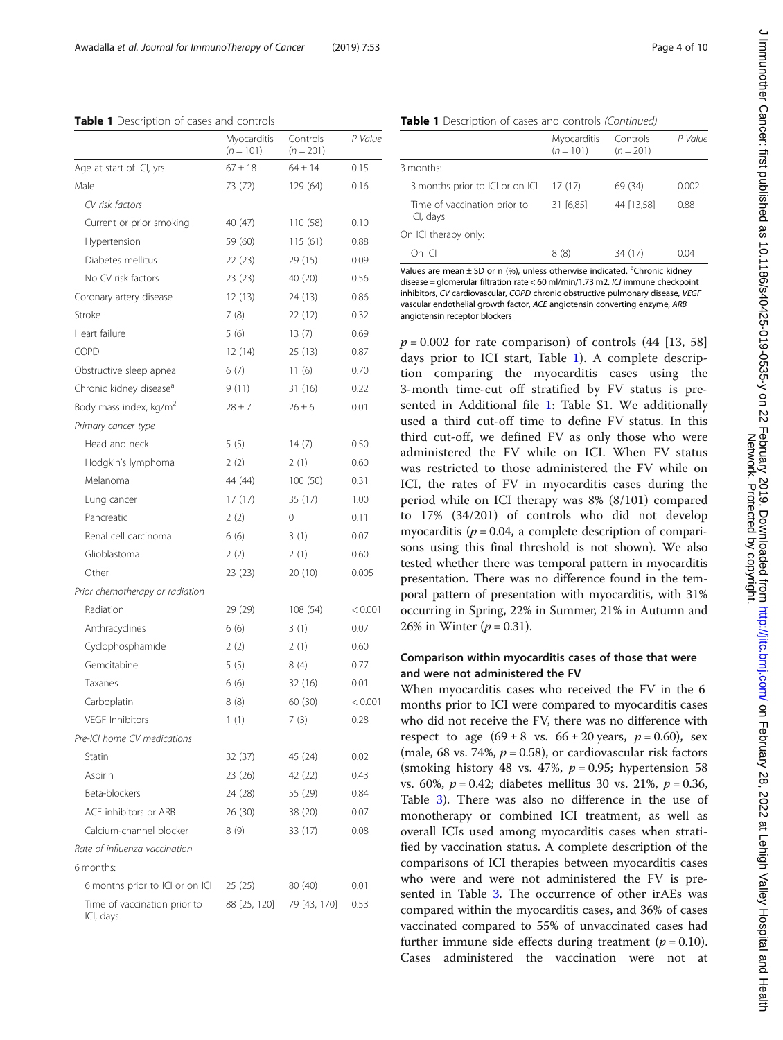**Table 1** Description of cases and controls

| | Myocarditis ($n = 101$) | Controls ($n = 201$) | P Value |
|---|---|---|---|
| Age at start of ICI, yrs | 67 ± 18 | 64 ± 14 | 0.15 |
| Male | 73 (72) | 129 (64) | 0.16 |
| *CV risk factors* | | | |
| Current or prior smoking | 40 (47) | 110 (58) | 0.10 |
| Hypertension | 59 (60) | 115 (61) | 0.88 |
| Diabetes mellitus | 22 (23) | 29 (15) | 0.09 |
| No CV risk factors | 23 (23) | 40 (20) | 0.56 |
| Coronary artery disease | 12 (13) | 24 (13) | 0.86 |
| Stroke | 7 (8) | 22 (12) | 0.32 |
| Heart failure | 5 (6) | 13 (7) | 0.69 |
| COPD | 12 (14) | 25 (13) | 0.87 |
| Obstructive sleep apnea | 6 (7) | 11 (6) | 0.70 |
| Chronic kidney disease[a] | 9 (11) | 31 (16) | 0.22 |
| Body mass index, kg/m$^2$ | 28 ± 7 | 26 ± 6 | 0.01 |
| *Primary cancer type* | | | |
| Head and neck | 5 (5) | 14 (7) | 0.50 |
| Hodgkin's lymphoma | 2 (2) | 2 (1) | 0.60 |
| Melanoma | 44 (44) | 100 (50) | 0.31 |
| Lung cancer | 17 (17) | 35 (17) | 1.00 |
| Pancreatic | 2 (2) | 0 | 0.11 |
| Renal cell carcinoma | 6 (6) | 3 (1) | 0.07 |
| Glioblastoma | 2 (2) | 2 (1) | 0.60 |
| Other | 23 (23) | 20 (10) | 0.005 |
| *Prior chemotherapy or radiation* | | | |
| Radiation | 29 (29) | 108 (54) | < 0.001 |
| Anthracyclines | 6 (6) | 3 (1) | 0.07 |
| Cyclophosphamide | 2 (2) | 2 (1) | 0.60 |
| Gemcitabine | 5 (5) | 8 (4) | 0.77 |
| Taxanes | 6 (6) | 32 (16) | 0.01 |
| Carboplatin | 8 (8) | 60 (30) | < 0.001 |
| VEGF Inhibitors | 1 (1) | 7 (3) | 0.28 |
| *Pre-ICI home CV medications* | | | |
| Statin | 32 (37) | 45 (24) | 0.02 |
| Aspirin | 23 (26) | 42 (22) | 0.43 |
| Beta-blockers | 24 (28) | 55 (29) | 0.84 |
| ACE inhibitors or ARB | 26 (30) | 38 (20) | 0.07 |
| Calcium-channel blocker | 8 (9) | 33 (17) | 0.08 |
| *Rate of influenza vaccination* | | | |
| 6 months: | | | |
| 6 months prior to ICI or on ICI | 25 (25) | 80 (40) | 0.01 |
| Time of vaccination prior to ICI, days | 88 [25, 120] | 79 [43, 170] | 0.53 |
| 3 months: | | | |
| 3 months prior to ICI or on ICI | 17 (17) | 69 (34) | 0.002 |
| Time of vaccination prior to ICI, days | 31 [6,85] | 44 [13,58] | 0.88 |
| On ICI therapy only: | | | |
| On ICI | 8 (8) | 34 (17) | 0.04 |

Values are mean ± SD or n (%), unless otherwise indicated. [a]Chronic kidney disease = glomerular filtration rate < 60 ml/min/1.73 m2. *ICI* immune checkpoint inhibitors, *CV* cardiovascular, *COPD* chronic obstructive pulmonary disease, *VEGF* vascular endothelial growth factor, *ACE* angiotensin converting enzyme, *ARB* angiotensin receptor blockers

$p = 0.002$ for rate comparison) of controls (44 [13, 58] days prior to ICI start, Table 1). A complete description comparing the myocarditis cases using the 3-month time-cut off stratified by FV status is presented in Additional file 1: Table S1. We additionally used a third cut-off time to define FV status. In this third cut-off, we defined FV as only those who were administered the FV while on ICI. When FV status was restricted to those administered the FV while on ICI, the rates of FV in myocarditis cases during the period while on ICI therapy was 8% (8/101) compared to 17% (34/201) of controls who did not develop myocarditis ($p = 0.04$, a complete description of comparisons using this final threshold is not shown). We also tested whether there was temporal pattern in myocarditis presentation. There was no difference found in the temporal pattern of presentation with myocarditis, with 31% occurring in Spring, 22% in Summer, 21% in Autumn and 26% in Winter ($p = 0.31$).

### Comparison within myocarditis cases of those that were and were not administered the FV

When myocarditis cases who received the FV in the 6 months prior to ICI were compared to myocarditis cases who did not receive the FV, there was no difference with respect to age (69 ± 8 vs. 66 ± 20 years, $p = 0.60$), sex (male, 68 vs. 74%, $p = 0.58$), or cardiovascular risk factors (smoking history 48 vs. 47%, $p = 0.95$; hypertension 58 vs. 60%, $p = 0.42$; diabetes mellitus 30 vs. 21%, $p = 0.36$, Table 3). There was also no difference in the use of monotherapy or combined ICI treatment, as well as overall ICIs used among myocarditis cases when stratified by vaccination status. A complete description of the comparisons of ICI therapies between myocarditis cases who were and were not administered the FV is presented in Table 3. The occurrence of other irAEs was compared within the myocarditis cases, and 36% of cases vaccinated compared to 55% of unvaccinated cases had further immune side effects during treatment ($p = 0.10$). Cases administered the vaccination were not at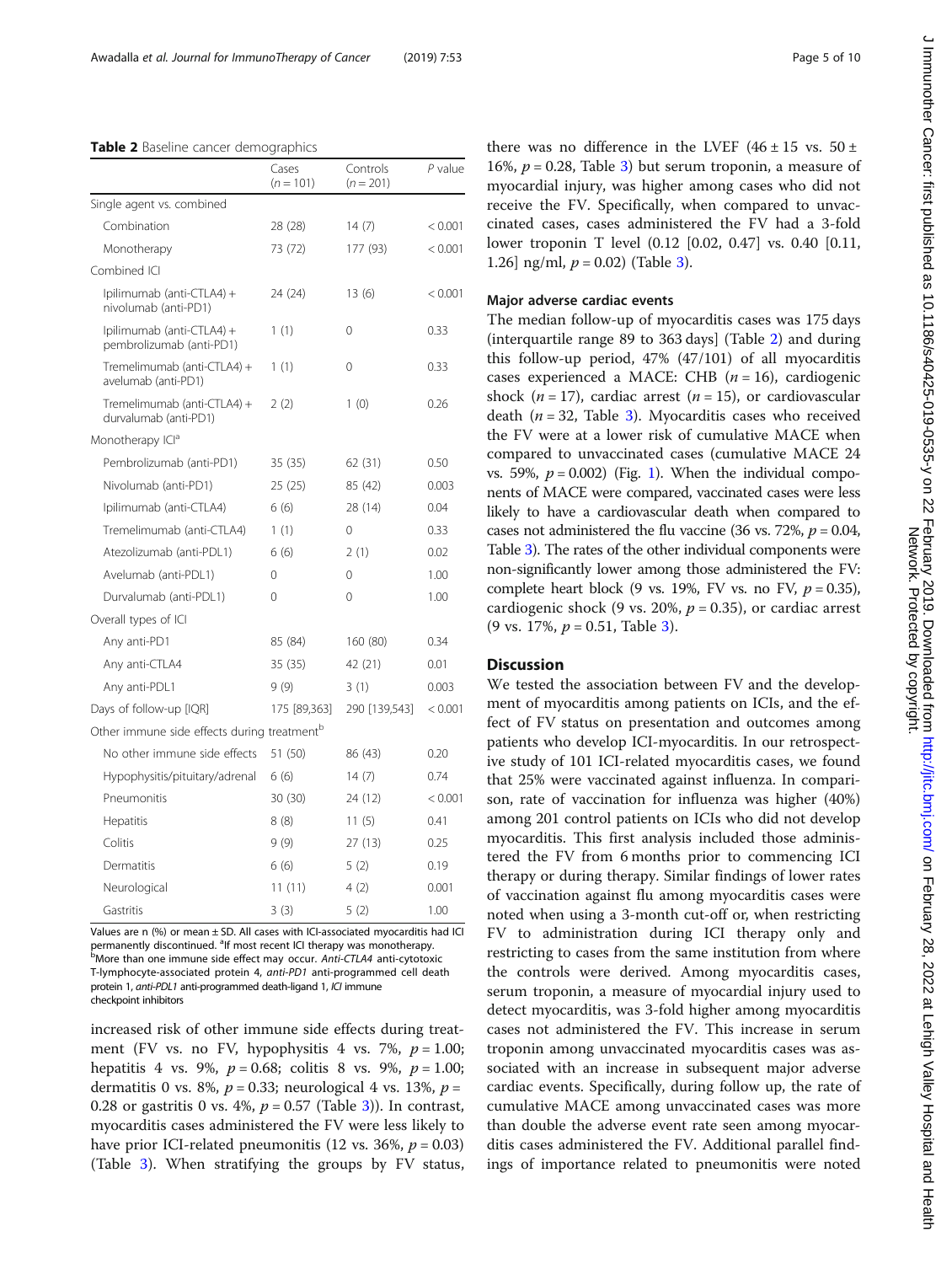**Table 2** Baseline cancer demographics

| | Cases (*n* = 101) | Controls (*n* = 201) | *P* value |
|---|---|---|---|
| Single agent vs. combined | | | |
| Combination | 28 (28) | 14 (7) | < 0.001 |
| Monotherapy | 73 (72) | 177 (93) | < 0.001 |
| Combined ICI | | | |
| Ipilimumab (anti-CTLA4) + nivolumab (anti-PD1) | 24 (24) | 13 (6) | < 0.001 |
| Ipilimumab (anti-CTLA4) + pembrolizumab (anti-PD1) | 1 (1) | 0 | 0.33 |
| Tremelimumab (anti-CTLA4) + avelumab (anti-PD1) | 1 (1) | 0 | 0.33 |
| Tremelimumab (anti-CTLA4) + durvalumab (anti-PD1) | 2 (2) | 1 (0) | 0.26 |
| Monotherapy ICI[a] | | | |
| Pembrolizumab (anti-PD1) | 35 (35) | 62 (31) | 0.50 |
| Nivolumab (anti-PD1) | 25 (25) | 85 (42) | 0.003 |
| Ipilimumab (anti-CTLA4) | 6 (6) | 28 (14) | 0.04 |
| Tremelimumab (anti-CTLA4) | 1 (1) | 0 | 0.33 |
| Atezolizumab (anti-PDL1) | 6 (6) | 2 (1) | 0.02 |
| Avelumab (anti-PDL1) | 0 | 0 | 1.00 |
| Durvalumab (anti-PDL1) | 0 | 0 | 1.00 |
| Overall types of ICI | | | |
| Any anti-PD1 | 85 (84) | 160 (80) | 0.34 |
| Any anti-CTLA4 | 35 (35) | 42 (21) | 0.01 |
| Any anti-PDL1 | 9 (9) | 3 (1) | 0.003 |
| Days of follow-up [IQR] | 175 [89,363] | 290 [139,543] | < 0.001 |
| Other immune side effects during treatment[b] | | | |
| No other immune side effects | 51 (50) | 86 (43) | 0.20 |
| Hypophysitis/pituitary/adrenal | 6 (6) | 14 (7) | 0.74 |
| Pneumonitis | 30 (30) | 24 (12) | < 0.001 |
| Hepatitis | 8 (8) | 11 (5) | 0.41 |
| Colitis | 9 (9) | 27 (13) | 0.25 |
| Dermatitis | 6 (6) | 5 (2) | 0.19 |
| Neurological | 11 (11) | 4 (2) | 0.001 |
| Gastritis | 3 (3) | 5 (2) | 1.00 |

Values are n (%) or mean ± SD. All cases with ICI-associated myocarditis had ICI permanently discontinued. [a]If most recent ICI therapy was monotherapy. [b]More than one immune side effect may occur. *Anti-CTLA4* anti-cytotoxic T-lymphocyte-associated protein 4, *anti-PD1* anti-programmed cell death protein 1, *anti-PDL1* anti-programmed death-ligand 1, *ICI* immune checkpoint inhibitors

increased risk of other immune side effects during treatment (FV vs. no FV, hypophysitis 4 vs. 7%, $p = 1.00$; hepatitis 4 vs. 9%, $p = 0.68$; colitis 8 vs. 9%, $p = 1.00$; dermatitis 0 vs. 8%, $p = 0.33$; neurological 4 vs. 13%, $p = 0.28$ or gastritis 0 vs. 4%, $p = 0.57$ (Table 3)). In contrast, myocarditis cases administered the FV were less likely to have prior ICI-related pneumonitis (12 vs. 36%, $p = 0.03$) (Table 3). When stratifying the groups by FV status, there was no difference in the LVEF (46 ± 15 vs. 50 ± 16%, $p = 0.28$, Table 3) but serum troponin, a measure of myocardial injury, was higher among cases who did not receive the FV. Specifically, when compared to unvaccinated cases, cases administered the FV had a 3-fold lower troponin T level (0.12 [0.02, 0.47] vs. 0.40 [0.11, 1.26] ng/ml, $p = 0.02$) (Table 3).

### Major adverse cardiac events

The median follow-up of myocarditis cases was 175 days (interquartile range 89 to 363 days] (Table 2) and during this follow-up period, 47% (47/101) of all myocarditis cases experienced a MACE: CHB ($n = 16$), cardiogenic shock ($n = 17$), cardiac arrest ($n = 15$), or cardiovascular death ($n = 32$, Table 3). Myocarditis cases who received the FV were at a lower risk of cumulative MACE when compared to unvaccinated cases (cumulative MACE 24 vs. 59%, $p = 0.002$) (Fig. 1). When the individual components of MACE were compared, vaccinated cases were less likely to have a cardiovascular death when compared to cases not administered the flu vaccine (36 vs. 72%, $p = 0.04$, Table 3). The rates of the other individual components were non-significantly lower among those administered the FV: complete heart block (9 vs. 19%, FV vs. no FV, $p = 0.35$), cardiogenic shock (9 vs. 20%, $p = 0.35$), or cardiac arrest (9 vs. 17%, $p = 0.51$, Table 3).

## Discussion

We tested the association between FV and the development of myocarditis among patients on ICIs, and the effect of FV status on presentation and outcomes among patients who develop ICI-myocarditis. In our retrospective study of 101 ICI-related myocarditis cases, we found that 25% were vaccinated against influenza. In comparison, rate of vaccination for influenza was higher (40%) among 201 control patients on ICIs who did not develop myocarditis. This first analysis included those administered the FV from 6 months prior to commencing ICI therapy or during therapy. Similar findings of lower rates of vaccination against flu among myocarditis cases were noted when using a 3-month cut-off or, when restricting FV to administration during ICI therapy only and restricting to cases from the same institution from where the controls were derived. Among myocarditis cases, serum troponin, a measure of myocardial injury used to detect myocarditis, was 3-fold higher among myocarditis cases not administered the FV. This increase in serum troponin among unvaccinated myocarditis cases was associated with an increase in subsequent major adverse cardiac events. Specifically, during follow up, the rate of cumulative MACE among unvaccinated cases was more than double the adverse event rate seen among myocarditis cases administered the FV. Additional parallel findings of importance related to pneumonitis were noted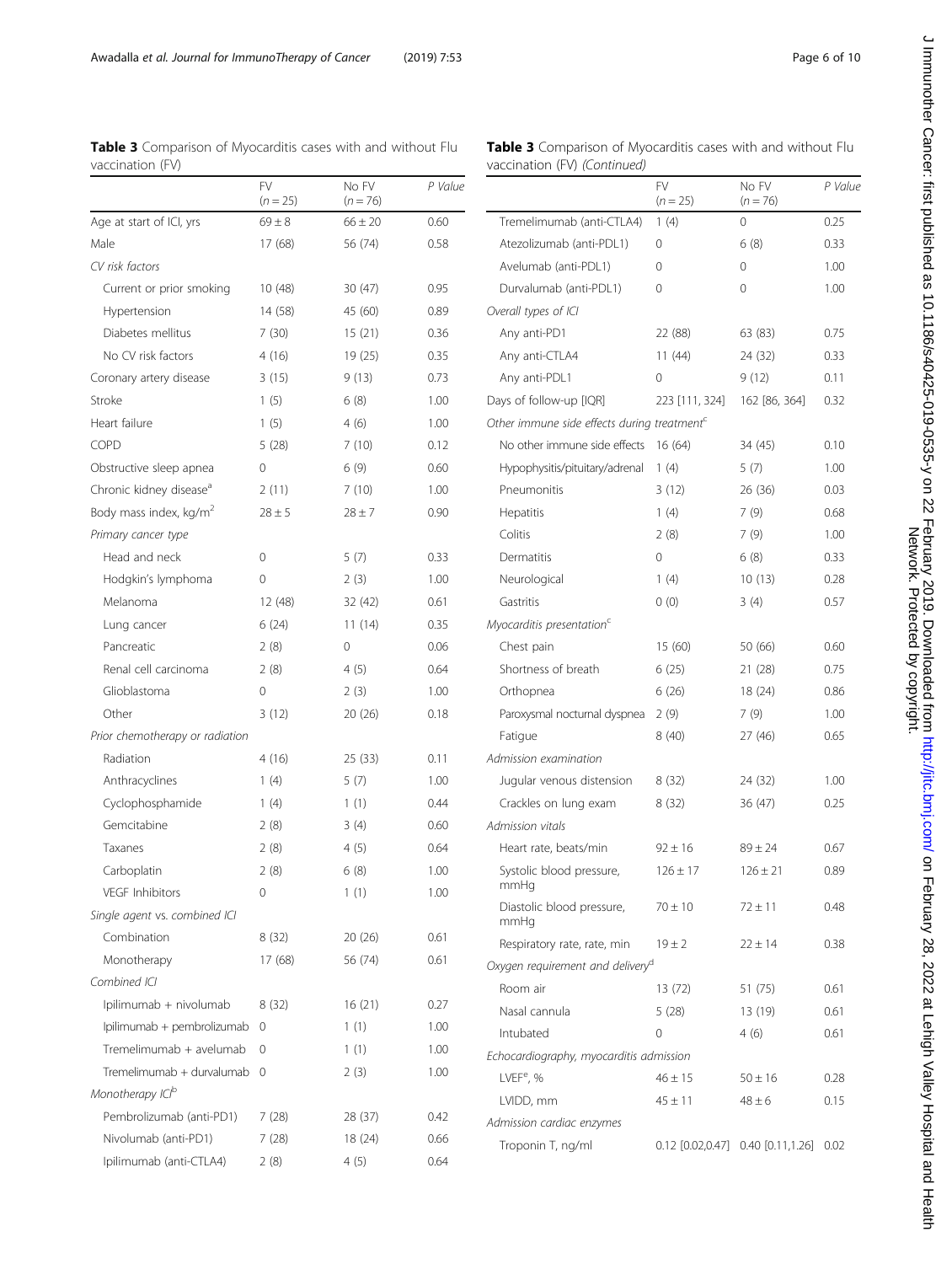**Table 3** Comparison of Myocarditis cases with and without Flu vaccination (FV)

| | FV ($n = 25$) | No FV ($n = 76$) | P Value |
|---|---|---|---|
| Age at start of ICI, yrs | 69 ± 8 | 66 ± 20 | 0.60 |
| Male | 17 (68) | 56 (74) | 0.58 |
| *CV risk factors* | | | |
| Current or prior smoking | 10 (48) | 30 (47) | 0.95 |
| Hypertension | 14 (58) | 45 (60) | 0.89 |
| Diabetes mellitus | 7 (30) | 15 (21) | 0.36 |
| No CV risk factors | 4 (16) | 19 (25) | 0.35 |
| Coronary artery disease | 3 (15) | 9 (13) | 0.73 |
| Stroke | 1 (5) | 6 (8) | 1.00 |
| Heart failure | 1 (5) | 4 (6) | 1.00 |
| COPD | 5 (28) | 7 (10) | 0.12 |
| Obstructive sleep apnea | 0 | 6 (9) | 0.60 |
| Chronic kidney disease[a] | 2 (11) | 7 (10) | 1.00 |
| Body mass index, kg/m$^2$ | 28 ± 5 | 28 ± 7 | 0.90 |
| *Primary cancer type* | | | |
| Head and neck | 0 | 5 (7) | 0.33 |
| Hodgkin's lymphoma | 0 | 2 (3) | 1.00 |
| Melanoma | 12 (48) | 32 (42) | 0.61 |
| Lung cancer | 6 (24) | 11 (14) | 0.35 |
| Pancreatic | 2 (8) | 0 | 0.06 |
| Renal cell carcinoma | 2 (8) | 4 (5) | 0.64 |
| Glioblastoma | 0 | 2 (3) | 1.00 |
| Other | 3 (12) | 20 (26) | 0.18 |
| *Prior chemotherapy or radiation* | | | |
| Radiation | 4 (16) | 25 (33) | 0.11 |
| Anthracyclines | 1 (4) | 5 (7) | 1.00 |
| Cyclophosphamide | 1 (4) | 1 (1) | 0.44 |
| Gemcitabine | 2 (8) | 3 (4) | 0.60 |
| Taxanes | 2 (8) | 4 (5) | 0.64 |
| Carboplatin | 2 (8) | 6 (8) | 1.00 |
| VEGF Inhibitors | 0 | 1 (1) | 1.00 |
| *Single agent vs. combined ICI* | | | |
| Combination | 8 (32) | 20 (26) | 0.61 |
| Monotherapy | 17 (68) | 56 (74) | 0.61 |
| *Combined ICI* | | | |
| Ipilimumab + nivolumab | 8 (32) | 16 (21) | 0.27 |
| Ipilimumab + pembrolizumab | 0 | 1 (1) | 1.00 |
| Tremelimumab + avelumab | 0 | 1 (1) | 1.00 |
| Tremelimumab + durvalumab | 0 | 2 (3) | 1.00 |
| *Monotherapy ICI*[b] | | | |
| Pembrolizumab (anti-PD1) | 7 (28) | 28 (37) | 0.42 |
| Nivolumab (anti-PD1) | 7 (28) | 18 (24) | 0.66 |
| Ipilimumab (anti-CTLA4) | 2 (8) | 4 (5) | 0.64 |
| Tremelimumab (anti-CTLA4) | 1 (4) | 0 | 0.25 |
| Atezolizumab (anti-PDL1) | 0 | 6 (8) | 0.33 |
| Avelumab (anti-PDL1) | 0 | 0 | 1.00 |
| Durvalumab (anti-PDL1) | 0 | 0 | 1.00 |
| *Overall types of ICI* | | | |
| Any anti-PD1 | 22 (88) | 63 (83) | 0.75 |
| Any anti-CTLA4 | 11 (44) | 24 (32) | 0.33 |
| Any anti-PDL1 | 0 | 9 (12) | 0.11 |
| Days of follow-up [IQR] | 223 [111, 324] | 162 [86, 364] | 0.32 |
| *Other immune side effects during treatment*[c] | | | |
| No other immune side effects | 16 (64) | 34 (45) | 0.10 |
| Hypophysitis/pituitary/adrenal | 1 (4) | 5 (7) | 1.00 |
| Pneumonitis | 3 (12) | 26 (36) | 0.03 |
| Hepatitis | 1 (4) | 7 (9) | 0.68 |
| Colitis | 2 (8) | 7 (9) | 1.00 |
| Dermatitis | 0 | 6 (8) | 0.33 |
| Neurological | 1 (4) | 10 (13) | 0.28 |
| Gastritis | 0 (0) | 3 (4) | 0.57 |
| *Myocarditis presentation*[c] | | | |
| Chest pain | 15 (60) | 50 (66) | 0.60 |
| Shortness of breath | 6 (25) | 21 (28) | 0.75 |
| Orthopnea | 6 (26) | 18 (24) | 0.86 |
| Paroxysmal nocturnal dyspnea | 2 (9) | 7 (9) | 1.00 |
| Fatigue | 8 (40) | 27 (46) | 0.65 |
| *Admission examination* | | | |
| Jugular venous distension | 8 (32) | 24 (32) | 1.00 |
| Crackles on lung exam | 8 (32) | 36 (47) | 0.25 |
| *Admission vitals* | | | |
| Heart rate, beats/min | 92 ± 16 | 89 ± 24 | 0.67 |
| Systolic blood pressure, mmHg | 126 ± 17 | 126 ± 21 | 0.89 |
| Diastolic blood pressure, mmHg | 70 ± 10 | 72 ± 11 | 0.48 |
| Respiratory rate, rate, min | 19 ± 2 | 22 ± 14 | 0.38 |
| *Oxygen requirement and delivery*[d] | | | |
| Room air | 13 (72) | 51 (75) | 0.61 |
| Nasal cannula | 5 (28) | 13 (19) | 0.61 |
| Intubated | 0 | 4 (6) | 0.61 |
| *Echocardiography, myocarditis admission* | | | |
| LVEF[e], % | 46 ± 15 | 50 ± 16 | 0.28 |
| LVIDD, mm | 45 ± 11 | 48 ± 6 | 0.15 |
| *Admission cardiac enzymes* | | | |
| Troponin T, ng/ml | 0.12 [0.02,0.47] | 0.40 [0.11,1.26] | 0.02 |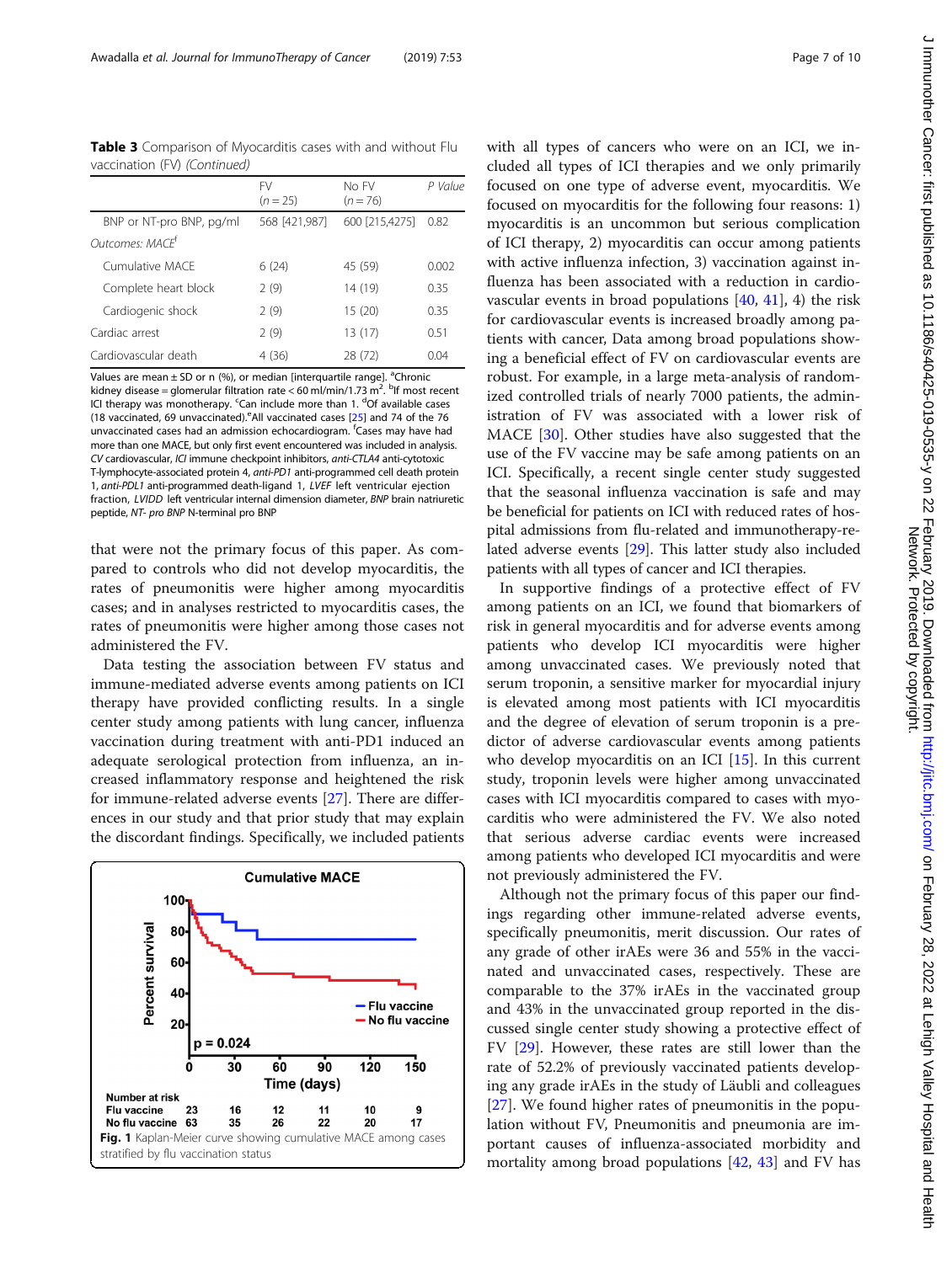**Table 3** Comparison of Myocarditis cases with and without Flu vaccination (FV) *(Continued)*

| | FV (*n* = 25) | No FV (*n* = 76) | *P* Value |
|---|---|---|---|
| BNP or NT-pro BNP, pg/ml | 568 [421,987] | 600 [215,4275] | 0.82 |
| *Outcomes: MACE*[f] | | | |
| Cumulative MACE | 6 (24) | 45 (59) | 0.002 |
| Complete heart block | 2 (9) | 14 (19) | 0.35 |
| Cardiogenic shock | 2 (9) | 15 (20) | 0.35 |
| Cardiac arrest | 2 (9) | 13 (17) | 0.51 |
| Cardiovascular death | 4 (36) | 28 (72) | 0.04 |

Values are mean ± SD or n (%), or median [interquartile range]. [a]Chronic kidney disease = glomerular filtration rate < 60 ml/min/1.73 m$^2$. [b]If most recent ICI therapy was monotherapy. [c]Can include more than 1. [d]Of available cases (18 vaccinated, 69 unvaccinated). [e]All vaccinated cases [25] and 74 of the 76 unvaccinated cases had an admission echocardiogram. [f]Cases may have had more than one MACE, but only first event encountered was included in analysis. *CV* cardiovascular, *ICI* immune checkpoint inhibitors, *anti-CTLA4* anti-cytotoxic T-lymphocyte-associated protein 4, *anti-PD1* anti-programmed cell death protein 1, *anti-PDL1* anti-programmed death-ligand 1, *LVEF* left ventricular ejection fraction, *LVIDD* left ventricular internal dimension diameter, *BNP* brain natriuretic peptide, *NT- pro BNP* N-terminal pro BNP

that were not the primary focus of this paper. As compared to controls who did not develop myocarditis, the rates of pneumonitis were higher among myocarditis cases; and in analyses restricted to myocarditis cases, the rates of pneumonitis were higher among those cases not administered the FV.

Data testing the association between FV status and immune-mediated adverse events among patients on ICI therapy have provided conflicting results. In a single center study among patients with lung cancer, influenza vaccination during treatment with anti-PD1 induced an adequate serological protection from influenza, an increased inflammatory response and heightened the risk for immune-related adverse events [27]. There are differences in our study and that prior study that may explain the discordant findings. Specifically, we included patients with all types of cancers who were on an ICI, we included all types of ICI therapies and we only primarily focused on one type of adverse event, myocarditis. We focused on myocarditis for the following four reasons: 1) myocarditis is an uncommon but serious complication of ICI therapy, 2) myocarditis can occur among patients with active influenza infection, 3) vaccination against influenza has been associated with a reduction in cardiovascular events in broad populations [40, 41], 4) the risk for cardiovascular events is increased broadly among patients with cancer, Data among broad populations showing a beneficial effect of FV on cardiovascular events are robust. For example, in a large meta-analysis of randomized controlled trials of nearly 7000 patients, the administration of FV was associated with a lower risk of MACE [30]. Other studies have also suggested that the use of the FV vaccine may be safe among patients on an ICI. Specifically, a recent single center study suggested that the seasonal influenza vaccination is safe and may be beneficial for patients on ICI with reduced rates of hospital admissions from flu-related and immunotherapy-related adverse events [29]. This latter study also included patients with all types of cancer and ICI therapies.

Fig. 1 Kaplan-Meier curve showing cumulative MACE among cases stratified by flu vaccination status

In supportive findings of a protective effect of FV among patients on an ICI, we found that biomarkers of risk in general myocarditis and for adverse events among patients who develop ICI myocarditis were higher among unvaccinated cases. We previously noted that serum troponin, a sensitive marker for myocardial injury is elevated among most patients with ICI myocarditis and the degree of elevation of serum troponin is a predictor of adverse cardiovascular events among patients who develop myocarditis on an ICI [15]. In this current study, troponin levels were higher among unvaccinated cases with ICI myocarditis compared to cases with myocarditis who were administered the FV. We also noted that serious adverse cardiac events were increased among patients who developed ICI myocarditis and were not previously administered the FV.

Although not the primary focus of this paper our findings regarding other immune-related adverse events, specifically pneumonitis, merit discussion. Our rates of any grade of other irAEs were 36 and 55% in the vaccinated and unvaccinated cases, respectively. These are comparable to the 37% irAEs in the vaccinated group and 43% in the unvaccinated group reported in the discussed single center study showing a protective effect of FV [29]. However, these rates are still lower than the rate of 52.2% of previously vaccinated patients developing any grade irAEs in the study of Läubli and colleagues [27]. We found higher rates of pneumonitis in the population without FV, Pneumonitis and pneumonia are important causes of influenza-associated morbidity and mortality among broad populations [42, 43] and FV has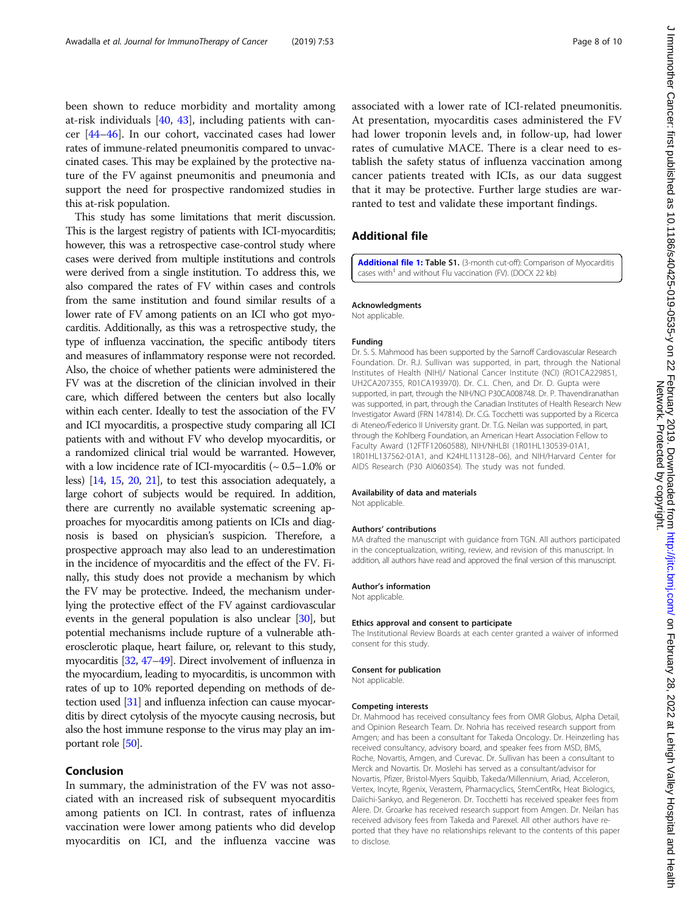been shown to reduce morbidity and mortality among at-risk individuals [40, 43], including patients with cancer [44–46]. In our cohort, vaccinated cases had lower rates of immune-related pneumonitis compared to unvaccinated cases. This may be explained by the protective nature of the FV against pneumonitis and pneumonia and support the need for prospective randomized studies in this at-risk population.

This study has some limitations that merit discussion. This is the largest registry of patients with ICI-myocarditis; however, this was a retrospective case-control study where cases were derived from multiple institutions and controls were derived from a single institution. To address this, we also compared the rates of FV within cases and controls from the same institution and found similar results of a lower rate of FV among patients on an ICI who got myocarditis. Additionally, as this was a retrospective study, the type of influenza vaccination, the specific antibody titers and measures of inflammatory response were not recorded. Also, the choice of whether patients were administered the FV was at the discretion of the clinician involved in their care, which differed between the centers but also locally within each center. Ideally to test the association of the FV and ICI myocarditis, a prospective study comparing all ICI patients with and without FV who develop myocarditis, or a randomized clinical trial would be warranted. However, with a low incidence rate of ICI-myocarditis (~ 0.5–1.0% or less) [14, 15, 20, 21], to test this association adequately, a large cohort of subjects would be required. In addition, there are currently no available systematic screening approaches for myocarditis among patients on ICIs and diagnosis is based on physician's suspicion. Therefore, a prospective approach may also lead to an underestimation in the incidence of myocarditis and the effect of the FV. Finally, this study does not provide a mechanism by which the FV may be protective. Indeed, the mechanism underlying the protective effect of the FV against cardiovascular events in the general population is also unclear [30], but potential mechanisms include rupture of a vulnerable atherosclerotic plaque, heart failure, or, relevant to this study, myocarditis [32, 47–49]. Direct involvement of influenza in the myocardium, leading to myocarditis, is uncommon with rates of up to 10% reported depending on methods of detection used [31] and influenza infection can cause myocarditis by direct cytolysis of the myocyte causing necrosis, but also the host immune response to the virus may play an important role [50].

## Conclusion

In summary, the administration of the FV was not associated with an increased risk of subsequent myocarditis among patients on ICI. In contrast, rates of influenza vaccination were lower among patients who did develop myocarditis on ICI, and the influenza vaccine was associated with a lower rate of ICI-related pneumonitis. At presentation, myocarditis cases administered the FV had lower troponin levels and, in follow-up, had lower rates of cumulative MACE. There is a clear need to establish the safety status of influenza vaccination among cancer patients treated with ICIs, as our data suggest that it may be protective. Further large studies are warranted to test and validate these important findings.

## Additional file

**Additional file 1: Table S1.** (3-month cut-off): Comparison of Myocarditis cases with[‡] and without Flu vaccination (FV). (DOCX 22 kb)

#### Acknowledgments

Not applicable.

#### Funding

Dr. S. S. Mahmood has been supported by the Sarnoff Cardiovascular Research Foundation. Dr. R.J. Sullivan was supported, in part, through the National Institutes of Health (NIH)/ National Cancer Institute (NCI) (RO1CA229851, UH2CA207355, R01CA193970). Dr. C.L. Chen, and Dr. D. Gupta were supported, in part, through the NIH/NCI P30CA008748. Dr. P. Thavendiranathan was supported, in part, through the Canadian Institutes of Health Research New Investigator Award (FRN 147814). Dr. C.G. Tocchetti was supported by a Ricerca di Ateneo/Federico II University grant. Dr. T.G. Neilan was supported, in part, through the Kohlberg Foundation, an American Heart Association Fellow to Faculty Award (12FTF12060588), NIH/NHLBI (1R01HL130539-01A1, 1R01HL137562-01A1, and K24HL113128–06), and NIH/Harvard Center for AIDS Research (P30 AI060354). The study was not funded.

#### Availability of data and materials

Not applicable.

#### Authors' contributions

MA drafted the manuscript with guidance from TGN. All authors participated in the conceptualization, writing, review, and revision of this manuscript. In addition, all authors have read and approved the final version of this manuscript.

#### Author's information

Not applicable.

#### Ethics approval and consent to participate

The Institutional Review Boards at each center granted a waiver of informed consent for this study.

#### Consent for publication

Not applicable.

#### Competing interests

Dr. Mahmood has received consultancy fees from OMR Globus, Alpha Detail, and Opinion Research Team. Dr. Nohria has received research support from Amgen; and has been a consultant for Takeda Oncology. Dr. Heinzerling has received consultancy, advisory board, and speaker fees from MSD, BMS, Roche, Novartis, Amgen, and Curevac. Dr. Sullivan has been a consultant to Merck and Novartis. Dr. Moslehi has served as a consultant/advisor for Novartis, Pfizer, Bristol-Myers Squibb, Takeda/Millennium, Ariad, Acceleron, Vertex, Incyte, Rgenix, Verastem, Pharmacyclics, StemCentRx, Heat Biologics, Daiichi-Sankyo, and Regeneron. Dr. Tocchetti has received speaker fees from Alere. Dr. Groarke has received research support from Amgen. Dr. Neilan has received advisory fees from Takeda and Parexel. All other authors have reported that they have no relationships relevant to the contents of this paper to disclose.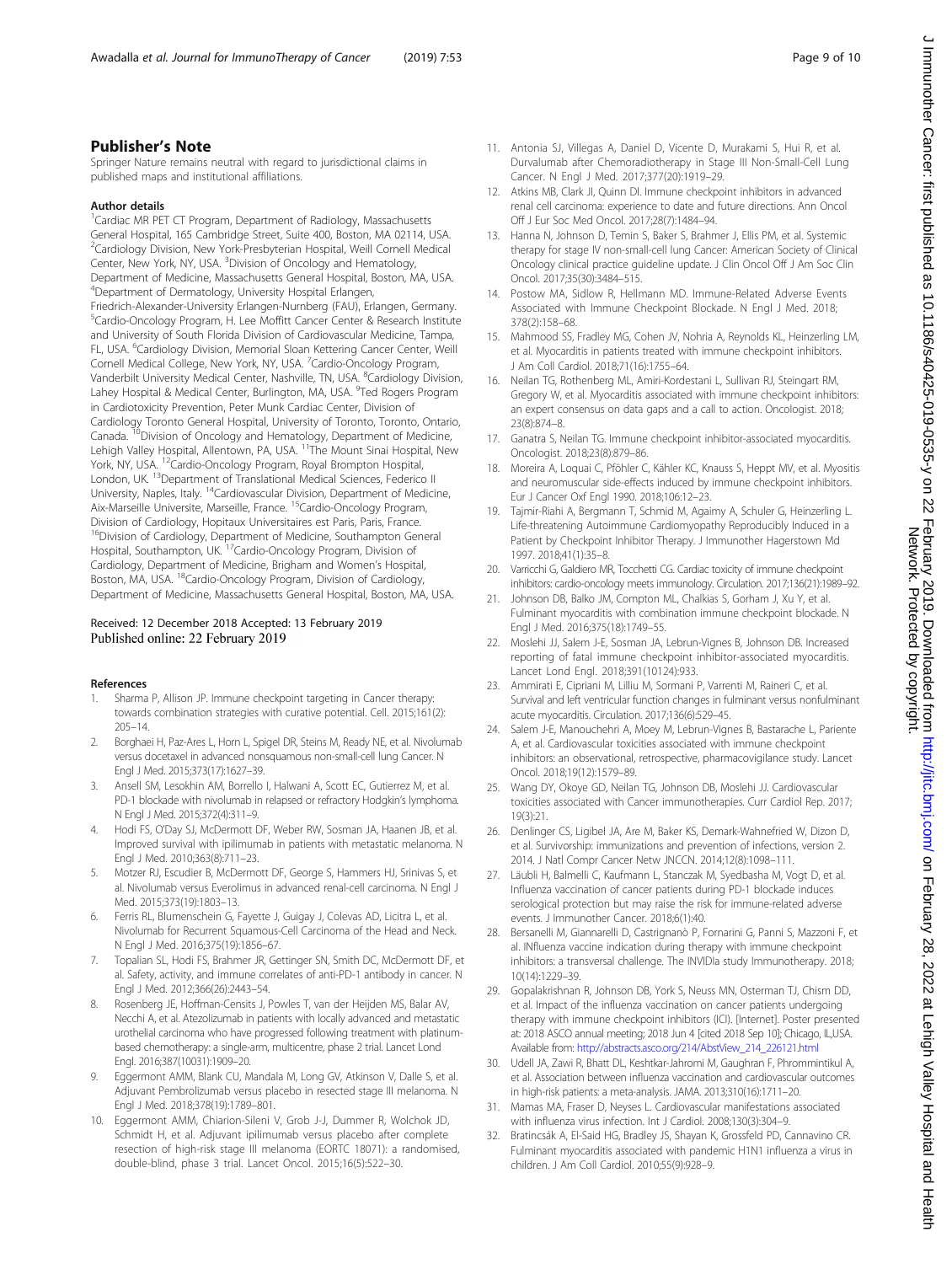## Publisher's Note

Springer Nature remains neutral with regard to jurisdictional claims in published maps and institutional affiliations.

### Author details

[1]Cardiac MR PET CT Program, Department of Radiology, Massachusetts General Hospital, 165 Cambridge Street, Suite 400, Boston, MA 02114, USA. [2]Cardiology Division, New York-Presbyterian Hospital, Weill Cornell Medical Center, New York, NY, USA. [3]Division of Oncology and Hematology, Department of Medicine, Massachusetts General Hospital, Boston, MA, USA. [4]Department of Dermatology, University Hospital Erlangen, Friedrich-Alexander-University Erlangen-Nurnberg (FAU), Erlangen, Germany. [5]Cardio-Oncology Program, H. Lee Moffitt Cancer Center & Research Institute and University of South Florida Division of Cardiovascular Medicine, Tampa, FL, USA. [6]Cardiology Division, Memorial Sloan Kettering Cancer Center, Weill Cornell Medical College, New York, NY, USA. [7]Cardio-Oncology Program, Vanderbilt University Medical Center, Nashville, TN, USA. [8]Cardiology Division, Lahey Hospital & Medical Center, Burlington, MA, USA. [9]Ted Rogers Program in Cardiotoxicity Prevention, Peter Munk Cardiac Center, Division of Cardiology Toronto General Hospital, University of Toronto, Toronto, Ontario, Canada. [10]Division of Oncology and Hematology, Department of Medicine, Lehigh Valley Hospital, Allentown, PA, USA. [11]The Mount Sinai Hospital, New York, NY, USA. [12]Cardio-Oncology Program, Royal Brompton Hospital, London, UK. [13]Department of Translational Medical Sciences, Federico II University, Naples, Italy. [14]Cardiovascular Division, Department of Medicine, Aix-Marseille Universite, Marseille, France. [15]Cardio-Oncology Program, Division of Cardiology, Hopitaux Universitaires est Paris, Paris, France. [16]Division of Cardiology, Department of Medicine, Southampton General Hospital, Southampton, UK. [17]Cardio-Oncology Program, Division of Cardiology, Department of Medicine, Brigham and Women's Hospital, Boston, MA, USA. [18]Cardio-Oncology Program, Division of Cardiology, Department of Medicine, Massachusetts General Hospital, Boston, MA, USA.

Received: 12 December 2018 Accepted: 13 February 2019
Published online: 22 February 2019

### References

1. Sharma P, Allison JP. Immune checkpoint targeting in Cancer therapy: towards combination strategies with curative potential. Cell. 2015;161(2):205–14.
2. Borghaei H, Paz-Ares L, Horn L, Spigel DR, Steins M, Ready NE, et al. Nivolumab versus docetaxel in advanced nonsquamous non-small-cell lung Cancer. N Engl J Med. 2015;373(17):1627–39.
3. Ansell SM, Lesokhin AM, Borrello I, Halwani A, Scott EC, Gutierrez M, et al. PD-1 blockade with nivolumab in relapsed or refractory Hodgkin's lymphoma. N Engl J Med. 2015;372(4):311–9.
4. Hodi FS, O'Day SJ, McDermott DF, Weber RW, Sosman JA, Haanen JB, et al. Improved survival with ipilimumab in patients with metastatic melanoma. N Engl J Med. 2010;363(8):711–23.
5. Motzer RJ, Escudier B, McDermott DF, George S, Hammers HJ, Srinivas S, et al. Nivolumab versus Everolimus in advanced renal-cell carcinoma. N Engl J Med. 2015;373(19):1803–13.
6. Ferris RL, Blumenschein G, Fayette J, Guigay J, Colevas AD, Licitra L, et al. Nivolumab for Recurrent Squamous-Cell Carcinoma of the Head and Neck. N Engl J Med. 2016;375(19):1856–67.
7. Topalian SL, Hodi FS, Brahmer JR, Gettinger SN, Smith DC, McDermott DF, et al. Safety, activity, and immune correlates of anti-PD-1 antibody in cancer. N Engl J Med. 2012;366(26):2443–54.
8. Rosenberg JE, Hoffman-Censits J, Powles T, van der Heijden MS, Balar AV, Necchi A, et al. Atezolizumab in patients with locally advanced and metastatic urothelial carcinoma who have progressed following treatment with platinum-based chemotherapy: a single-arm, multicentre, phase 2 trial. Lancet Lond Engl. 2016;387(10031):1909–20.
9. Eggermont AMM, Blank CU, Mandala M, Long GV, Atkinson V, Dalle S, et al. Adjuvant Pembrolizumab versus placebo in resected stage III melanoma. N Engl J Med. 2018;378(19):1789–801.
10. Eggermont AMM, Chiarion-Sileni V, Grob J-J, Dummer R, Wolchok JD, Schmidt H, et al. Adjuvant ipilimumab versus placebo after complete resection of high-risk stage III melanoma (EORTC 18071): a randomised, double-blind, phase 3 trial. Lancet Oncol. 2015;16(5):522–30.
11. Antonia SJ, Villegas A, Daniel D, Vicente D, Murakami S, Hui R, et al. Durvalumab after Chemoradiotherapy in Stage III Non-Small-Cell Lung Cancer. N Engl J Med. 2017;377(20):1919–29.
12. Atkins MB, Clark JI, Quinn DI. Immune checkpoint inhibitors in advanced renal cell carcinoma: experience to date and future directions. Ann Oncol Off J Eur Soc Med Oncol. 2017;28(7):1484–94.
13. Hanna N, Johnson D, Temin S, Baker S, Brahmer J, Ellis PM, et al. Systemic therapy for stage IV non-small-cell lung Cancer: American Society of Clinical Oncology clinical practice guideline update. J Clin Oncol Off J Am Soc Clin Oncol. 2017;35(30):3484–515.
14. Postow MA, Sidlow R, Hellmann MD. Immune-Related Adverse Events Associated with Immune Checkpoint Blockade. N Engl J Med. 2018;378(2):158–68.
15. Mahmood SS, Fradley MG, Cohen JV, Nohria A, Reynolds KL, Heinzerling LM, et al. Myocarditis in patients treated with immune checkpoint inhibitors. J Am Coll Cardiol. 2018;71(16):1755–64.
16. Neilan TG, Rothenberg ML, Amiri-Kordestani L, Sullivan RJ, Steingart RM, Gregory W, et al. Myocarditis associated with immune checkpoint inhibitors: an expert consensus on data gaps and a call to action. Oncologist. 2018;23(8):874–8.
17. Ganatra S, Neilan TG. Immune checkpoint inhibitor-associated myocarditis. Oncologist. 2018;23(8):879–86.
18. Moreira A, Loquai C, Pföhler C, Kähler KC, Knauss S, Heppt MV, et al. Myositis and neuromuscular side-effects induced by immune checkpoint inhibitors. Eur J Cancer Oxf Engl 1990. 2018;106:12–23.
19. Tajmir-Riahi A, Bergmann T, Schmid M, Agaimy A, Schuler G, Heinzerling L. Life-threatening Autoimmune Cardiomyopathy Reproducibly Induced in a Patient by Checkpoint Inhibitor Therapy. J Immunother Hagerstown Md 1997. 2018;41(1):35–8.
20. Varricchi G, Galdiero MR, Tocchetti CG. Cardiac toxicity of immune checkpoint inhibitors: cardio-oncology meets immunology. Circulation. 2017;136(21):1989–92.
21. Johnson DB, Balko JM, Compton ML, Chalkias S, Gorham J, Xu Y, et al. Fulminant myocarditis with combination immune checkpoint blockade. N Engl J Med. 2016;375(18):1749–55.
22. Moslehi JJ, Salem J-E, Sosman JA, Lebrun-Vignes B, Johnson DB. Increased reporting of fatal immune checkpoint inhibitor-associated myocarditis. Lancet Lond Engl. 2018;391(10124):933.
23. Ammirati E, Cipriani M, Lilliu M, Sormani P, Varrenti M, Raineri C, et al. Survival and left ventricular function changes in fulminant versus nonfulminant acute myocarditis. Circulation. 2017;136(6):529–45.
24. Salem J-E, Manouchehri A, Moey M, Lebrun-Vignes B, Bastarache L, Pariente A, et al. Cardiovascular toxicities associated with immune checkpoint inhibitors: an observational, retrospective, pharmacovigilance study. Lancet Oncol. 2018;19(12):1579–89.
25. Wang DY, Okoye GD, Neilan TG, Johnson DB, Moslehi JJ. Cardiovascular toxicities associated with Cancer immunotherapies. Curr Cardiol Rep. 2017;19(3):21.
26. Denlinger CS, Ligibel JA, Are M, Baker KS, Demark-Wahnefried W, Dizon D, et al. Survivorship: immunizations and prevention of infections, version 2. 2014. J Natl Compr Cancer Netw JNCCN. 2014;12(8):1098–111.
27. Läubli H, Balmelli C, Kaufmann L, Stanczak M, Syedbasha M, Vogt D, et al. Influenza vaccination of cancer patients during PD-1 blockade induces serological protection but may raise the risk for immune-related adverse events. J Immunother Cancer. 2018;6(1):40.
28. Bersanelli M, Giannarelli D, Castrignanò P, Fornarini G, Panni S, Mazzoni F, et al. INfluenza vaccine indication during therapy with immune checkpoint inhibitors: a transversal challenge. The INVIDIa study Immunotherapy. 2018;10(14):1229–39.
29. Gopalakrishnan R, Johnson DB, York S, Neuss MN, Osterman TJ, Chism DD, et al. Impact of the influenza vaccination on cancer patients undergoing therapy with immune checkpoint inhibitors (ICI). [Internet]. Poster presented at: 2018 ASCO annual meeting; 2018 Jun 4 [cited 2018 Sep 10]; Chicago, IL,USA. Available from: http://abstracts.asco.org/214/AbstView_214_226121.html
30. Udell JA, Zawi R, Bhatt DL, Keshtkar-Jahromi M, Gaughran F, Phrommintikul A, et al. Association between influenza vaccination and cardiovascular outcomes in high-risk patients: a meta-analysis. JAMA. 2013;310(16):1711–20.
31. Mamas MA, Fraser D, Neyses L. Cardiovascular manifestations associated with influenza virus infection. Int J Cardiol. 2008;130(3):304–9.
32. Bratincsák A, El-Said HG, Bradley JS, Shayan K, Grossfeld PD, Cannavino CR. Fulminant myocarditis associated with pandemic H1N1 influenza a virus in children. J Am Coll Cardiol. 2010;55(9):928–9.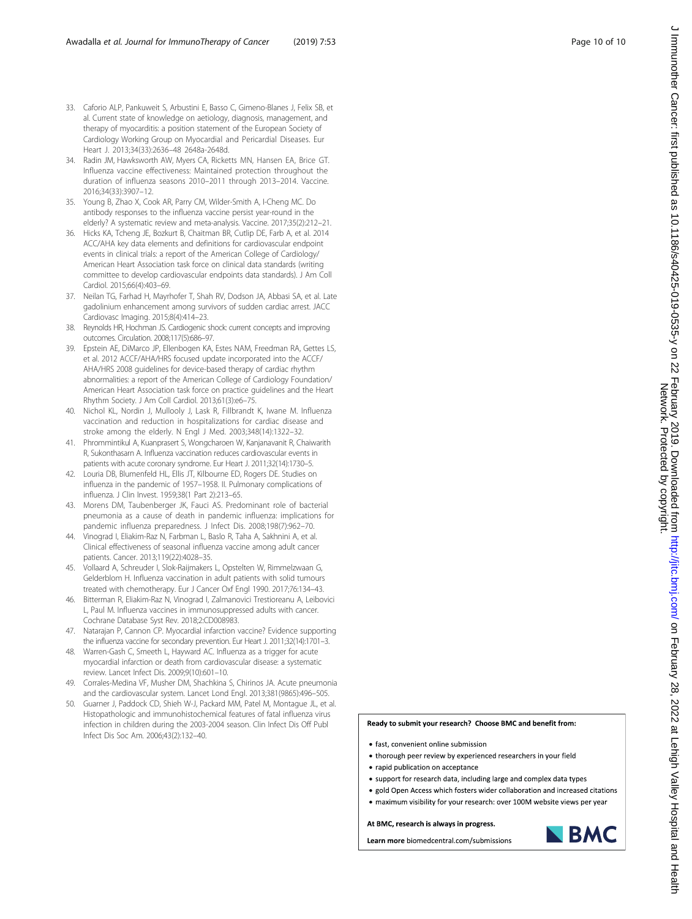33. Caforio ALP, Pankuweit S, Arbustini E, Basso C, Gimeno-Blanes J, Felix SB, et al. Current state of knowledge on aetiology, diagnosis, management, and therapy of myocarditis: a position statement of the European Society of Cardiology Working Group on Myocardial and Pericardial Diseases. Eur Heart J. 2013;34(33):2636–48 2648a-2648d.
34. Radin JM, Hawksworth AW, Myers CA, Ricketts MN, Hansen EA, Brice GT. Influenza vaccine effectiveness: Maintained protection throughout the duration of influenza seasons 2010–2011 through 2013–2014. Vaccine. 2016;34(33):3907–12.
35. Young B, Zhao X, Cook AR, Parry CM, Wilder-Smith A, I-Cheng MC. Do antibody responses to the influenza vaccine persist year-round in the elderly? A systematic review and meta-analysis. Vaccine. 2017;35(2):212–21.
36. Hicks KA, Tcheng JE, Bozkurt B, Chaitman BR, Cutlip DE, Farb A, et al. 2014 ACC/AHA key data elements and definitions for cardiovascular endpoint events in clinical trials: a report of the American College of Cardiology/American Heart Association task force on clinical data standards (writing committee to develop cardiovascular endpoints data standards). J Am Coll Cardiol. 2015;66(4):403–69.
37. Neilan TG, Farhad H, Mayrhofer T, Shah RV, Dodson JA, Abbasi SA, et al. Late gadolinium enhancement among survivors of sudden cardiac arrest. JACC Cardiovasc Imaging. 2015;8(4):414–23.
38. Reynolds HR, Hochman JS. Cardiogenic shock: current concepts and improving outcomes. Circulation. 2008;117(5):686–97.
39. Epstein AE, DiMarco JP, Ellenbogen KA, Estes NAM, Freedman RA, Gettes LS, et al. 2012 ACCF/AHA/HRS focused update incorporated into the ACCF/AHA/HRS 2008 guidelines for device-based therapy of cardiac rhythm abnormalities: a report of the American College of Cardiology Foundation/American Heart Association task force on practice guidelines and the Heart Rhythm Society. J Am Coll Cardiol. 2013;61(3):e6–75.
40. Nichol KL, Nordin J, Mullooly J, Lask R, Fillbrandt K, Iwane M. Influenza vaccination and reduction in hospitalizations for cardiac disease and stroke among the elderly. N Engl J Med. 2003;348(14):1322–32.
41. Phrommintikul A, Kuanprasert S, Wongcharoen W, Kanjanavanit R, Chaiwarith R, Sukonthasarn A. Influenza vaccination reduces cardiovascular events in patients with acute coronary syndrome. Eur Heart J. 2011;32(14):1730–5.
42. Louria DB, Blumenfeld HL, Ellis JT, Kilbourne ED, Rogers DE. Studies on influenza in the pandemic of 1957–1958. II. Pulmonary complications of influenza. J Clin Invest. 1959;38(1 Part 2):213–65.
43. Morens DM, Taubenberger JK, Fauci AS. Predominant role of bacterial pneumonia as a cause of death in pandemic influenza: implications for pandemic influenza preparedness. J Infect Dis. 2008;198(7):962–70.
44. Vinograd I, Eliakim-Raz N, Farbman L, Baslo R, Taha A, Sakhnini A, et al. Clinical effectiveness of seasonal influenza vaccine among adult cancer patients. Cancer. 2013;119(22):4028–35.
45. Vollaard A, Schreuder I, Slok-Raijmakers L, Opstelten W, Rimmelzwaan G, Gelderblom H. Influenza vaccination in adult patients with solid tumours treated with chemotherapy. Eur J Cancer Oxf Engl 1990. 2017;76:134–43.
46. Bitterman R, Eliakim-Raz N, Vinograd I, Zalmanovici Trestioreanu A, Leibovici L, Paul M. Influenza vaccines in immunosuppressed adults with cancer. Cochrane Database Syst Rev. 2018;2:CD008983.
47. Natarajan P, Cannon CP. Myocardial infarction vaccine? Evidence supporting the influenza vaccine for secondary prevention. Eur Heart J. 2011;32(14):1701–3.
48. Warren-Gash C, Smeeth L, Hayward AC. Influenza as a trigger for acute myocardial infarction or death from cardiovascular disease: a systematic review. Lancet Infect Dis. 2009;9(10):601–10.
49. Corrales-Medina VF, Musher DM, Shachkina S, Chirinos JA. Acute pneumonia and the cardiovascular system. Lancet Lond Engl. 2013;381(9865):496–505.
50. Guarner J, Paddock CD, Shieh W-J, Packard MM, Patel M, Montague JL, et al. Histopathologic and immunohistochemical features of fatal influenza virus infection in children during the 2003-2004 season. Clin Infect Dis Off Publ Infect Dis Soc Am. 2006;43(2):132–40.

**Ready to submit your research? Choose BMC and benefit from:**

- fast, convenient online submission
- thorough peer review by experienced researchers in your field
- rapid publication on acceptance
- support for research data, including large and complex data types
- gold Open Access which fosters wider collaboration and increased citations
- maximum visibility for your research: over 100M website views per year

**At BMC, research is always in progress.**

**Learn more** biomedcentral.com/submissions

BMC

J Immunother Cancer: first published as 10.1186/s40425-019-0535-y on 22 February 2019. Downloaded from http://jitc.bmj.com/ on February 28, 2022 at Lehigh Valley Hospital and Health Network. Protected by copyright.